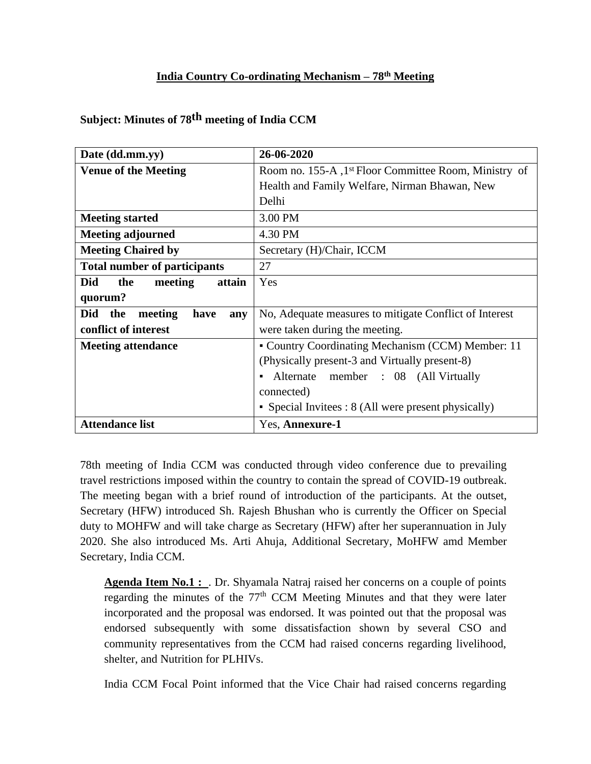## India Country Co-ordinating Mechanism – 78th Meeting

**Subject: Minutes of 78th meeting of India CCM**

| Date (dd.mm.yy) | 26-06-2020 |
|---|---|
| **Venue of the Meeting** | Room no. 155-A ,1st Floor Committee Room, Ministry of Health and Family Welfare, Nirman Bhawan, New Delhi |
| **Meeting started** | 3.00 PM |
| **Meeting adjourned** | 4.30 PM |
| **Meeting Chaired by** | Secretary (H)/Chair, ICCM |
| **Total number of participants** | 27 |
| **Did the meeting attain quorum?** | Yes |
| **Did the meeting have any conflict of interest** | No, Adequate measures to mitigate Conflict of Interest were taken during the meeting. |
| **Meeting attendance** | ▪ Country Coordinating Mechanism (CCM) Member: 11 (Physically present-3 and Virtually present-8) ▪ Alternate member : 08 (All Virtually connected) ▪ Special Invitees : 8 (All were present physically) |
| **Attendance list** | Yes, **Annexure-1** |

78th meeting of India CCM was conducted through video conference due to prevailing travel restrictions imposed within the country to contain the spread of COVID-19 outbreak. The meeting began with a brief round of introduction of the participants. At the outset, Secretary (HFW) introduced Sh. Rajesh Bhushan who is currently the Officer on Special duty to MOHFW and will take charge as Secretary (HFW) after her superannuation in July 2020. She also introduced Ms. Arti Ahuja, Additional Secretary, MoHFW amd Member Secretary, India CCM.

**Agenda Item No.1 :** . Dr. Shyamala Natraj raised her concerns on a couple of points regarding the minutes of the 77th CCM Meeting Minutes and that they were later incorporated and the proposal was endorsed. It was pointed out that the proposal was endorsed subsequently with some dissatisfaction shown by several CSO and community representatives from the CCM had raised concerns regarding livelihood, shelter, and Nutrition for PLHIVs.

India CCM Focal Point informed that the Vice Chair had raised concerns regarding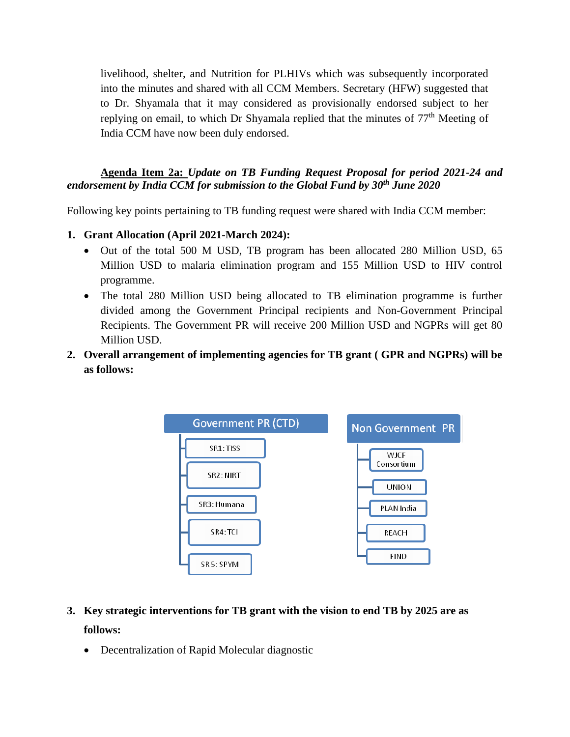livelihood, shelter, and Nutrition for PLHIVs which was subsequently incorporated into the minutes and shared with all CCM Members. Secretary (HFW) suggested that to Dr. Shyamala that it may considered as provisionally endorsed subject to her replying on email, to which Dr Shyamala replied that the minutes of 77th Meeting of India CCM have now been duly endorsed.

**<u>Agenda Item 2a:</u>** ***Update on TB Funding Request Proposal for period 2021-24 and endorsement by India CCM for submission to the Global Fund by 30th June 2020***

Following key points pertaining to TB funding request were shared with India CCM member:

1. **Grant Allocation (April 2021-March 2024):**
   - Out of the total 500 M USD, TB program has been allocated 280 Million USD, 65 Million USD to malaria elimination program and 155 Million USD to HIV control programme.
   - The total 280 Million USD being allocated to TB elimination programme is further divided among the Government Principal recipients and Non-Government Principal Recipients. The Government PR will receive 200 Million USD and NGPRs will get 80 Million USD.
2. **Overall arrangement of implementing agencies for TB grant ( GPR and NGPRs) will be as follows:**

   **Government PR (CTD)**
   - SR1: TISS
   - SR2: NIRT
   - SR3: Humana
   - SR4: TCI
   - SR 5: SPYM

   **Non Government PR**
   - WJCF Consortium
   - UNION
   - PLAN India
   - REACH
   - FIND

3. **Key strategic interventions for TB grant with the vision to end TB by 2025 are as follows:**
   - Decentralization of Rapid Molecular diagnostic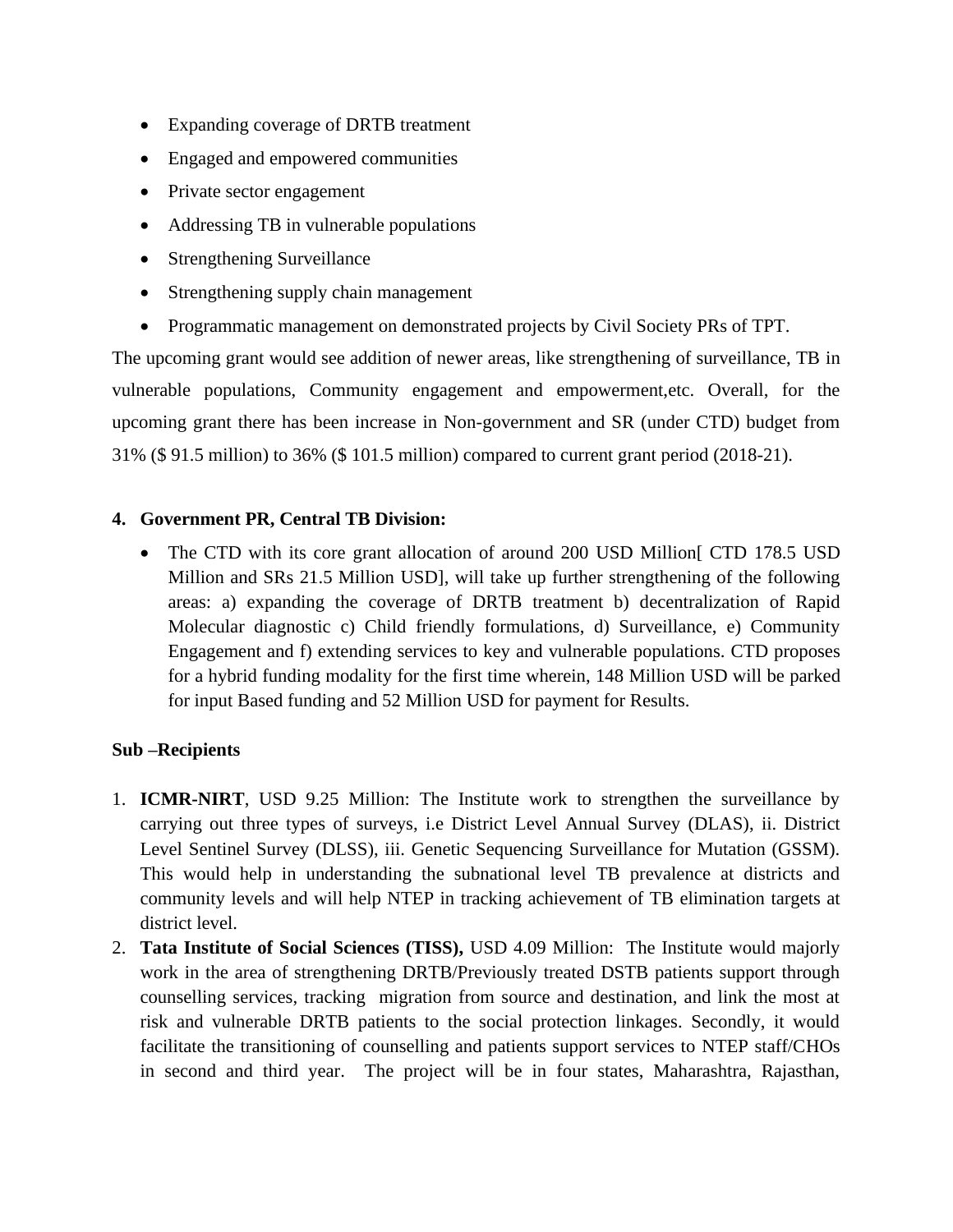- Expanding coverage of DRTB treatment
- Engaged and empowered communities
- Private sector engagement
- Addressing TB in vulnerable populations
- Strengthening Surveillance
- Strengthening supply chain management
- Programmatic management on demonstrated projects by Civil Society PRs of TPT.

The upcoming grant would see addition of newer areas, like strengthening of surveillance, TB in vulnerable populations, Community engagement and empowerment,etc. Overall, for the upcoming grant there has been increase in Non-government and SR (under CTD) budget from 31% ($ 91.5 million) to 36% ($ 101.5 million) compared to current grant period (2018-21).

**4. Government PR, Central TB Division:**

- The CTD with its core grant allocation of around 200 USD Million[ CTD 178.5 USD Million and SRs 21.5 Million USD], will take up further strengthening of the following areas: a) expanding the coverage of DRTB treatment b) decentralization of Rapid Molecular diagnostic c) Child friendly formulations, d) Surveillance, e) Community Engagement and f) extending services to key and vulnerable populations. CTD proposes for a hybrid funding modality for the first time wherein, 148 Million USD will be parked for input Based funding and 52 Million USD for payment for Results.

**Sub –Recipients**

1. **ICMR-NIRT**, USD 9.25 Million: The Institute work to strengthen the surveillance by carrying out three types of surveys, i.e District Level Annual Survey (DLAS), ii. District Level Sentinel Survey (DLSS), iii. Genetic Sequencing Surveillance for Mutation (GSSM). This would help in understanding the subnational level TB prevalence at districts and community levels and will help NTEP in tracking achievement of TB elimination targets at district level.
2. **Tata Institute of Social Sciences (TISS),** USD 4.09 Million: The Institute would majorly work in the area of strengthening DRTB/Previously treated DSTB patients support through counselling services, tracking migration from source and destination, and link the most at risk and vulnerable DRTB patients to the social protection linkages. Secondly, it would facilitate the transitioning of counselling and patients support services to NTEP staff/CHOs in second and third year. The project will be in four states, Maharashtra, Rajasthan,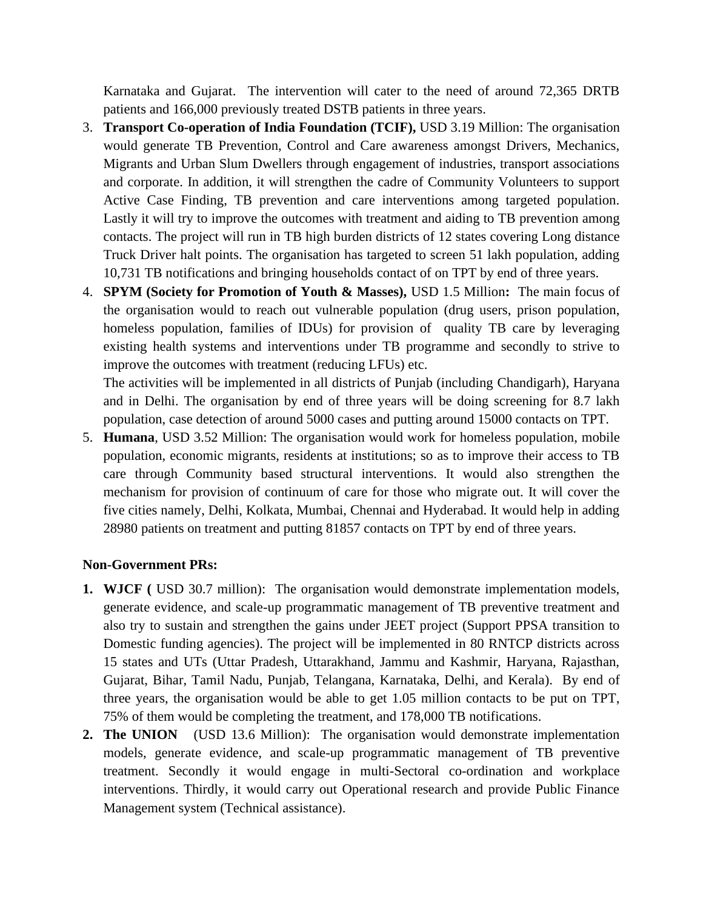Karnataka and Gujarat. The intervention will cater to the need of around 72,365 DRTB patients and 166,000 previously treated DSTB patients in three years.

3. **Transport Co-operation of India Foundation (TCIF),** USD 3.19 Million: The organisation would generate TB Prevention, Control and Care awareness amongst Drivers, Mechanics, Migrants and Urban Slum Dwellers through engagement of industries, transport associations and corporate. In addition, it will strengthen the cadre of Community Volunteers to support Active Case Finding, TB prevention and care interventions among targeted population. Lastly it will try to improve the outcomes with treatment and aiding to TB prevention among contacts. The project will run in TB high burden districts of 12 states covering Long distance Truck Driver halt points. The organisation has targeted to screen 51 lakh population, adding 10,731 TB notifications and bringing households contact of on TPT by end of three years.
4. **SPYM (Society for Promotion of Youth & Masses),** USD 1.5 Million**:** The main focus of the organisation would to reach out vulnerable population (drug users, prison population, homeless population, families of IDUs) for provision of quality TB care by leveraging existing health systems and interventions under TB programme and secondly to strive to improve the outcomes with treatment (reducing LFUs) etc.
   The activities will be implemented in all districts of Punjab (including Chandigarh), Haryana and in Delhi. The organisation by end of three years will be doing screening for 8.7 lakh population, case detection of around 5000 cases and putting around 15000 contacts on TPT.
5. **Humana**, USD 3.52 Million: The organisation would work for homeless population, mobile population, economic migrants, residents at institutions; so as to improve their access to TB care through Community based structural interventions. It would also strengthen the mechanism for provision of continuum of care for those who migrate out. It will cover the five cities namely, Delhi, Kolkata, Mumbai, Chennai and Hyderabad. It would help in adding 28980 patients on treatment and putting 81857 contacts on TPT by end of three years.

**Non-Government PRs:**

1. **WJCF (** USD 30.7 million): The organisation would demonstrate implementation models, generate evidence, and scale-up programmatic management of TB preventive treatment and also try to sustain and strengthen the gains under JEET project (Support PPSA transition to Domestic funding agencies). The project will be implemented in 80 RNTCP districts across 15 states and UTs (Uttar Pradesh, Uttarakhand, Jammu and Kashmir, Haryana, Rajasthan, Gujarat, Bihar, Tamil Nadu, Punjab, Telangana, Karnataka, Delhi, and Kerala). By end of three years, the organisation would be able to get 1.05 million contacts to be put on TPT, 75% of them would be completing the treatment, and 178,000 TB notifications.
2. **The UNION** (USD 13.6 Million): The organisation would demonstrate implementation models, generate evidence, and scale-up programmatic management of TB preventive treatment. Secondly it would engage in multi-Sectoral co-ordination and workplace interventions. Thirdly, it would carry out Operational research and provide Public Finance Management system (Technical assistance).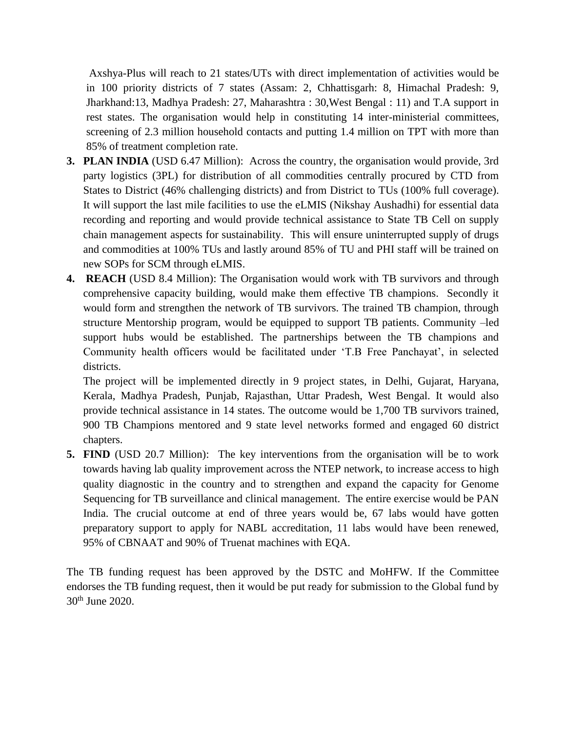Axshya-Plus will reach to 21 states/UTs with direct implementation of activities would be in 100 priority districts of 7 states (Assam: 2, Chhattisgarh: 8, Himachal Pradesh: 9, Jharkhand:13, Madhya Pradesh: 27, Maharashtra : 30,West Bengal : 11) and T.A support in rest states. The organisation would help in constituting 14 inter-ministerial committees, screening of 2.3 million household contacts and putting 1.4 million on TPT with more than 85% of treatment completion rate.

3. **PLAN INDIA** (USD 6.47 Million): Across the country, the organisation would provide, 3rd party logistics (3PL) for distribution of all commodities centrally procured by CTD from States to District (46% challenging districts) and from District to TUs (100% full coverage). It will support the last mile facilities to use the eLMIS (Nikshay Aushadhi) for essential data recording and reporting and would provide technical assistance to State TB Cell on supply chain management aspects for sustainability. This will ensure uninterrupted supply of drugs and commodities at 100% TUs and lastly around 85% of TU and PHI staff will be trained on new SOPs for SCM through eLMIS.
4. **REACH** (USD 8.4 Million): The Organisation would work with TB survivors and through comprehensive capacity building, would make them effective TB champions. Secondly it would form and strengthen the network of TB survivors. The trained TB champion, through structure Mentorship program, would be equipped to support TB patients. Community –led support hubs would be established. The partnerships between the TB champions and Community health officers would be facilitated under 'T.B Free Panchayat', in selected districts.

   The project will be implemented directly in 9 project states, in Delhi, Gujarat, Haryana, Kerala, Madhya Pradesh, Punjab, Rajasthan, Uttar Pradesh, West Bengal. It would also provide technical assistance in 14 states. The outcome would be 1,700 TB survivors trained, 900 TB Champions mentored and 9 state level networks formed and engaged 60 district chapters.
5. **FIND** (USD 20.7 Million): The key interventions from the organisation will be to work towards having lab quality improvement across the NTEP network, to increase access to high quality diagnostic in the country and to strengthen and expand the capacity for Genome Sequencing for TB surveillance and clinical management. The entire exercise would be PAN India. The crucial outcome at end of three years would be, 67 labs would have gotten preparatory support to apply for NABL accreditation, 11 labs would have been renewed, 95% of CBNAAT and 90% of Truenat machines with EQA.

The TB funding request has been approved by the DSTC and MoHFW. If the Committee endorses the TB funding request, then it would be put ready for submission to the Global fund by 30th June 2020.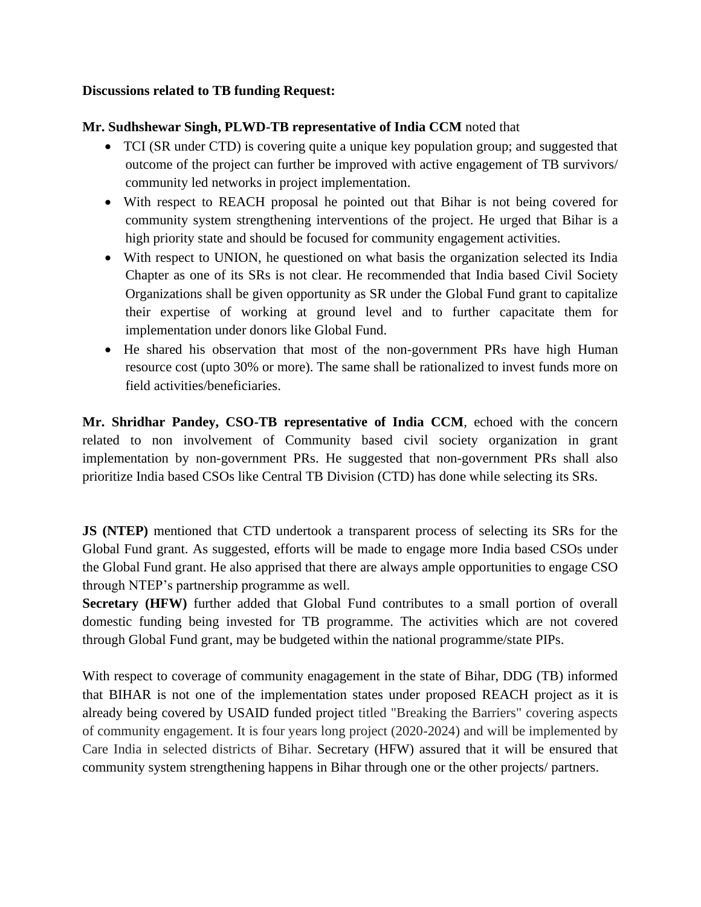**Discussions related to TB funding Request:**

**Mr. Sudhshewar Singh, PLWD-TB representative of India CCM** noted that

- TCI (SR under CTD) is covering quite a unique key population group; and suggested that outcome of the project can further be improved with active engagement of TB survivors/ community led networks in project implementation.
- With respect to REACH proposal he pointed out that Bihar is not being covered for community system strengthening interventions of the project. He urged that Bihar is a high priority state and should be focused for community engagement activities.
- With respect to UNION, he questioned on what basis the organization selected its India Chapter as one of its SRs is not clear. He recommended that India based Civil Society Organizations shall be given opportunity as SR under the Global Fund grant to capitalize their expertise of working at ground level and to further capacitate them for implementation under donors like Global Fund.
- He shared his observation that most of the non-government PRs have high Human resource cost (upto 30% or more). The same shall be rationalized to invest funds more on field activities/beneficiaries.

**Mr. Shridhar Pandey, CSO-TB representative of India CCM**, echoed with the concern related to non involvement of Community based civil society organization in grant implementation by non-government PRs. He suggested that non-government PRs shall also prioritize India based CSOs like Central TB Division (CTD) has done while selecting its SRs.

**JS (NTEP)** mentioned that CTD undertook a transparent process of selecting its SRs for the Global Fund grant. As suggested, efforts will be made to engage more India based CSOs under the Global Fund grant. He also apprised that there are always ample opportunities to engage CSO through NTEP's partnership programme as well.

**Secretary (HFW)** further added that Global Fund contributes to a small portion of overall domestic funding being invested for TB programme. The activities which are not covered through Global Fund grant, may be budgeted within the national programme/state PIPs.

With respect to coverage of community enagagement in the state of Bihar, DDG (TB) informed that BIHAR is not one of the implementation states under proposed REACH project as it is already being covered by USAID funded project titled "Breaking the Barriers" covering aspects of community engagement. It is four years long project (2020-2024) and will be implemented by Care India in selected districts of Bihar. Secretary (HFW) assured that it will be ensured that community system strengthening happens in Bihar through one or the other projects/ partners.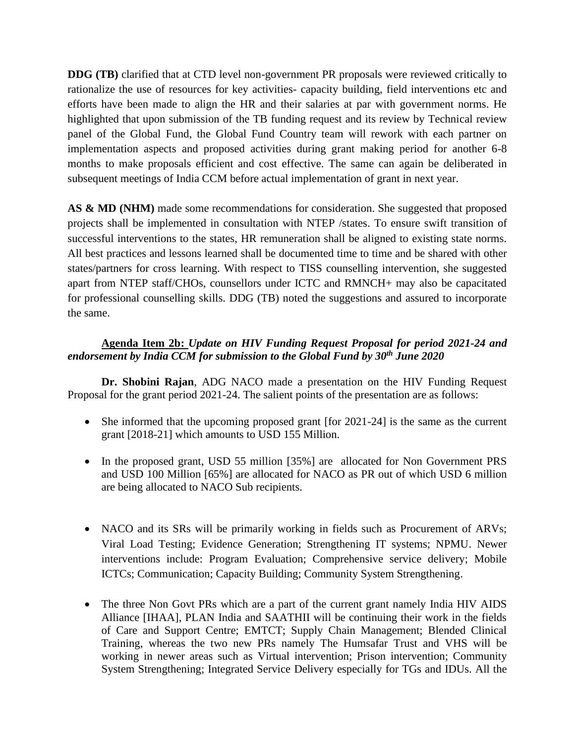**DDG (TB)** clarified that at CTD level non-government PR proposals were reviewed critically to rationalize the use of resources for key activities- capacity building, field interventions etc and efforts have been made to align the HR and their salaries at par with government norms. He highlighted that upon submission of the TB funding request and its review by Technical review panel of the Global Fund, the Global Fund Country team will rework with each partner on implementation aspects and proposed activities during grant making period for another 6-8 months to make proposals efficient and cost effective. The same can again be deliberated in subsequent meetings of India CCM before actual implementation of grant in next year.

**AS & MD (NHM)** made some recommendations for consideration. She suggested that proposed projects shall be implemented in consultation with NTEP /states. To ensure swift transition of successful interventions to the states, HR remuneration shall be aligned to existing state norms. All best practices and lessons learned shall be documented time to time and be shared with other states/partners for cross learning. With respect to TISS counselling intervention, she suggested apart from NTEP staff/CHOs, counsellors under ICTC and RMNCH+ may also be capacitated for professional counselling skills. DDG (TB) noted the suggestions and assured to incorporate the same.

**Agenda Item 2b:** ***Update on HIV Funding Request Proposal for period 2021-24 and endorsement by India CCM for submission to the Global Fund by 30th June 2020***

**Dr. Shobini Rajan**, ADG NACO made a presentation on the HIV Funding Request Proposal for the grant period 2021-24. The salient points of the presentation are as follows:

- She informed that the upcoming proposed grant [for 2021-24] is the same as the current grant [2018-21] which amounts to USD 155 Million.
- In the proposed grant, USD 55 million [35%] are allocated for Non Government PRS and USD 100 Million [65%] are allocated for NACO as PR out of which USD 6 million are being allocated to NACO Sub recipients.
- NACO and its SRs will be primarily working in fields such as Procurement of ARVs; Viral Load Testing; Evidence Generation; Strengthening IT systems; NPMU. Newer interventions include: Program Evaluation; Comprehensive service delivery; Mobile ICTCs; Communication; Capacity Building; Community System Strengthening.
- The three Non Govt PRs which are a part of the current grant namely India HIV AIDS Alliance [IHAA], PLAN India and SAATHII will be continuing their work in the fields of Care and Support Centre; EMTCT; Supply Chain Management; Blended Clinical Training, whereas the two new PRs namely The Humsafar Trust and VHS will be working in newer areas such as Virtual intervention; Prison intervention; Community System Strengthening; Integrated Service Delivery especially for TGs and IDUs. All the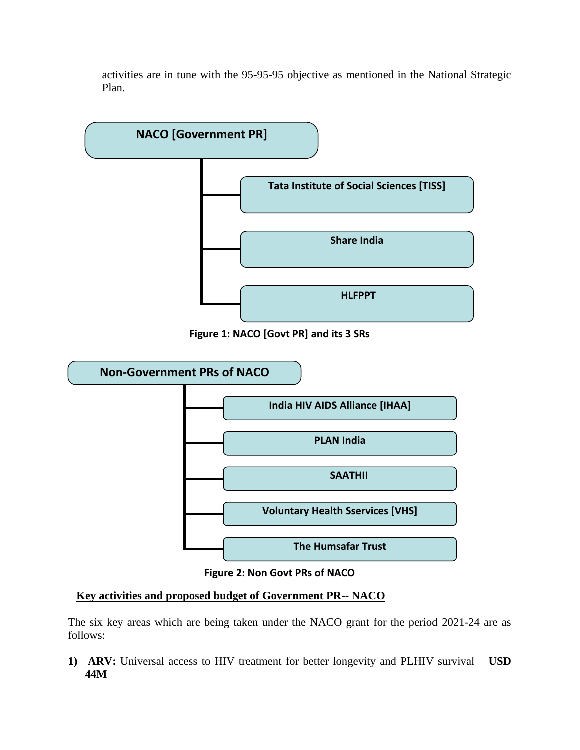activities are in tune with the 95-95-95 objective as mentioned in the National Strategic Plan.

**NACO [Government PR]**

- **Tata Institute of Social Sciences [TISS]**
- **Share India**
- **HLFPPT**

**Figure 1: NACO [Govt PR] and its 3 SRs**

**Non-Government PRs of NACO**

- **India HIV AIDS Alliance [IHAA]**
- **PLAN India**
- **SAATHII**
- **Voluntary Health Sservices [VHS]**
- **The Humsafar Trust**

**Figure 2: Non Govt PRs of NACO**

**Key activities and proposed budget of Government PR-- NACO**

The six key areas which are being taken under the NACO grant for the period 2021-24 are as follows:

1) **ARV:** Universal access to HIV treatment for better longevity and PLHIV survival – **USD 44M**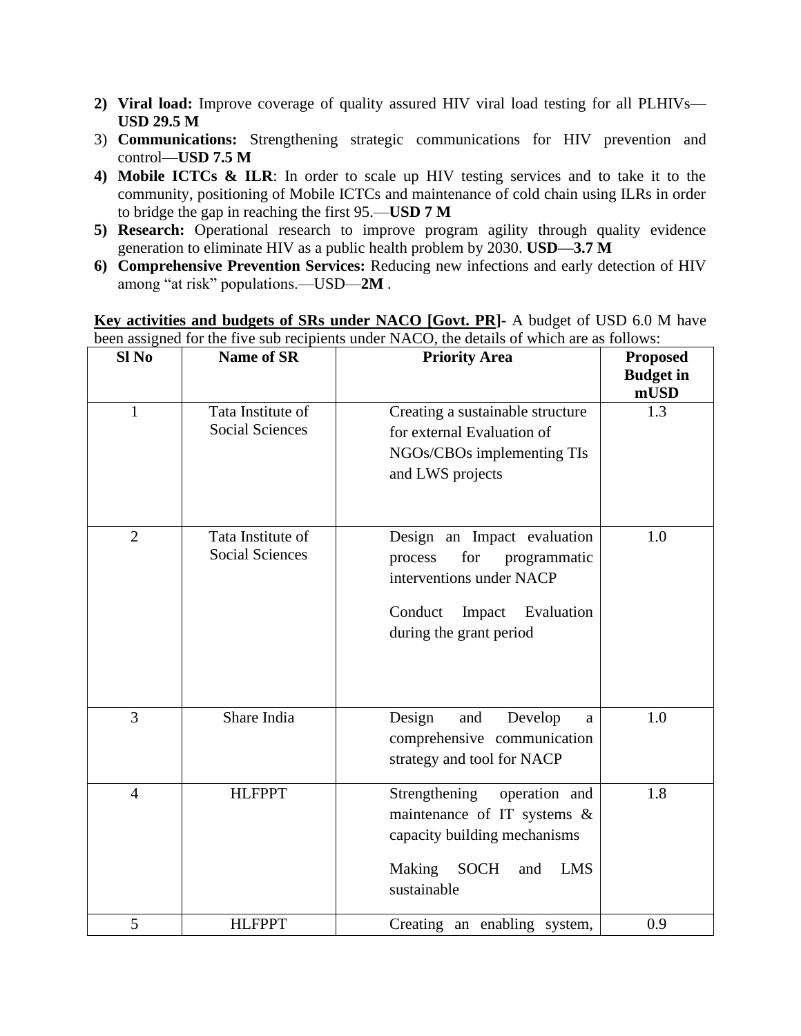2) **Viral load:** Improve coverage of quality assured HIV viral load testing for all PLHIVs—**USD 29.5 M**
3) **Communications:** Strengthening strategic communications for HIV prevention and control—**USD 7.5 M**
4) **Mobile ICTCs & ILR**: In order to scale up HIV testing services and to take it to the community, positioning of Mobile ICTCs and maintenance of cold chain using ILRs in order to bridge the gap in reaching the first 95.—**USD 7 M**
5) **Research:** Operational research to improve program agility through quality evidence generation to eliminate HIV as a public health problem by 2030. **USD—3.7 M**
6) **Comprehensive Prevention Services:** Reducing new infections and early detection of HIV among "at risk" populations.—USD—**2M** .

**Key activities and budgets of SRs under NACO [Govt. PR]**- A budget of USD 6.0 M have been assigned for the five sub recipients under NACO, the details of which are as follows:

| Sl No | Name of SR | Priority Area | Proposed Budget in mUSD |
|---|---|---|---|
| 1 | Tata Institute of Social Sciences | Creating a sustainable structure for external Evaluation of NGOs/CBOs implementing TIs and LWS projects | 1.3 |
| 2 | Tata Institute of Social Sciences | Design an Impact evaluation process for programmatic interventions under NACP<br><br>Conduct Impact Evaluation during the grant period | 1.0 |
| 3 | Share India | Design and Develop a comprehensive communication strategy and tool for NACP | 1.0 |
| 4 | HLFPPT | Strengthening operation and maintenance of IT systems & capacity building mechanisms<br><br>Making SOCH and LMS sustainable | 1.8 |
| 5 | HLFPPT | Creating an enabling system, | 0.9 |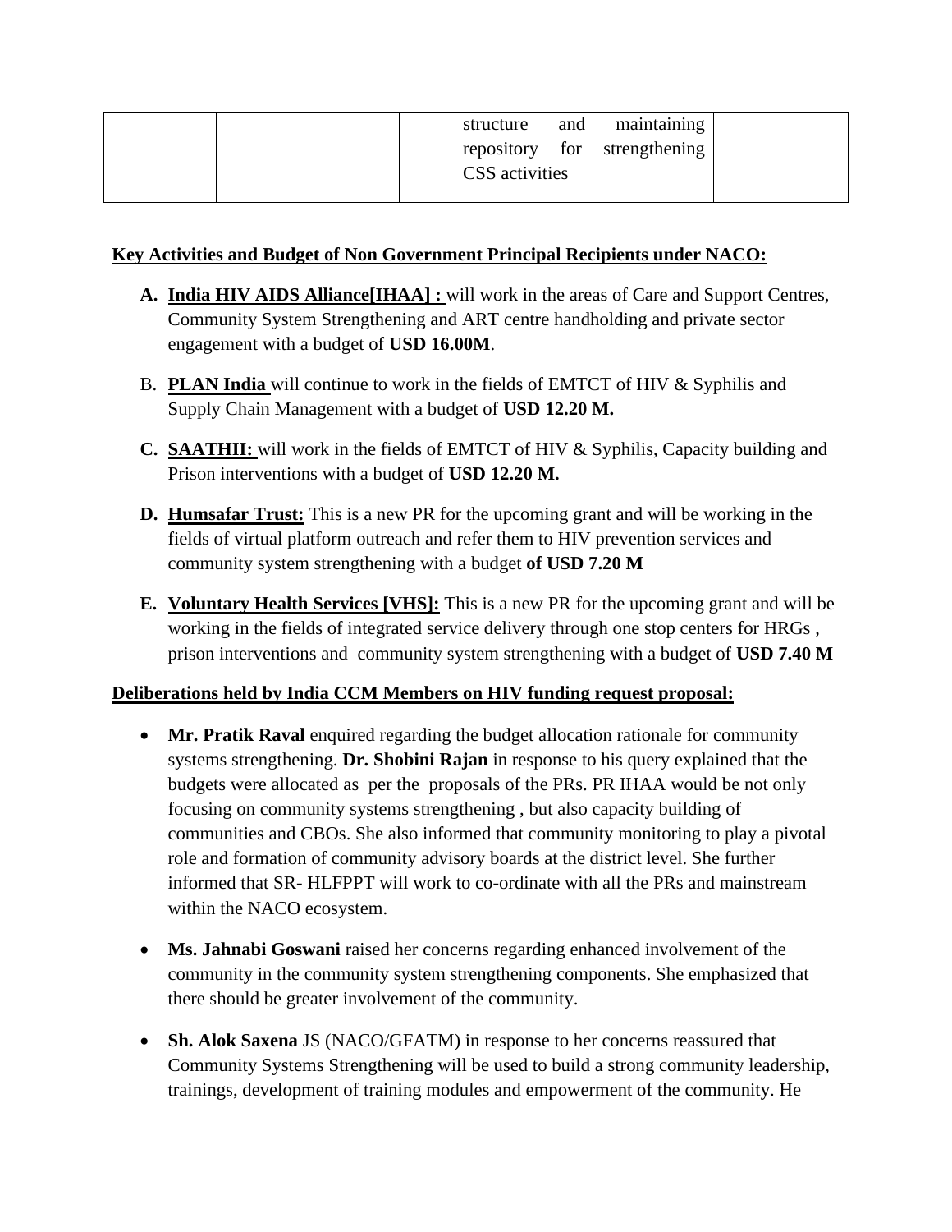| | | structure and maintaining repository for strengthening CSS activities | |
|---|---|---|---|

**Key Activities and Budget of Non Government Principal Recipients under NACO:**

A. **India HIV AIDS Alliance[IHAA] :** will work in the areas of Care and Support Centres, Community System Strengthening and ART centre handholding and private sector engagement with a budget of **USD 16.00M**.

B. **PLAN India** will continue to work in the fields of EMTCT of HIV & Syphilis and Supply Chain Management with a budget of **USD 12.20 M.**

C. **SAATHII:** will work in the fields of EMTCT of HIV & Syphilis, Capacity building and Prison interventions with a budget of **USD 12.20 M.**

D. **Humsafar Trust:** This is a new PR for the upcoming grant and will be working in the fields of virtual platform outreach and refer them to HIV prevention services and community system strengthening with a budget **of USD 7.20 M**

E. **Voluntary Health Services [VHS]:** This is a new PR for the upcoming grant and will be working in the fields of integrated service delivery through one stop centers for HRGs , prison interventions and community system strengthening with a budget of **USD 7.40 M**

**Deliberations held by India CCM Members on HIV funding request proposal:**

- **Mr. Pratik Raval** enquired regarding the budget allocation rationale for community systems strengthening. **Dr. Shobini Rajan** in response to his query explained that the budgets were allocated as per the proposals of the PRs. PR IHAA would be not only focusing on community systems strengthening , but also capacity building of communities and CBOs. She also informed that community monitoring to play a pivotal role and formation of community advisory boards at the district level. She further informed that SR- HLFPPT will work to co-ordinate with all the PRs and mainstream within the NACO ecosystem.

- **Ms. Jahnabi Goswani** raised her concerns regarding enhanced involvement of the community in the community system strengthening components. She emphasized that there should be greater involvement of the community.

- **Sh. Alok Saxena** JS (NACO/GFATM) in response to her concerns reassured that Community Systems Strengthening will be used to build a strong community leadership, trainings, development of training modules and empowerment of the community. He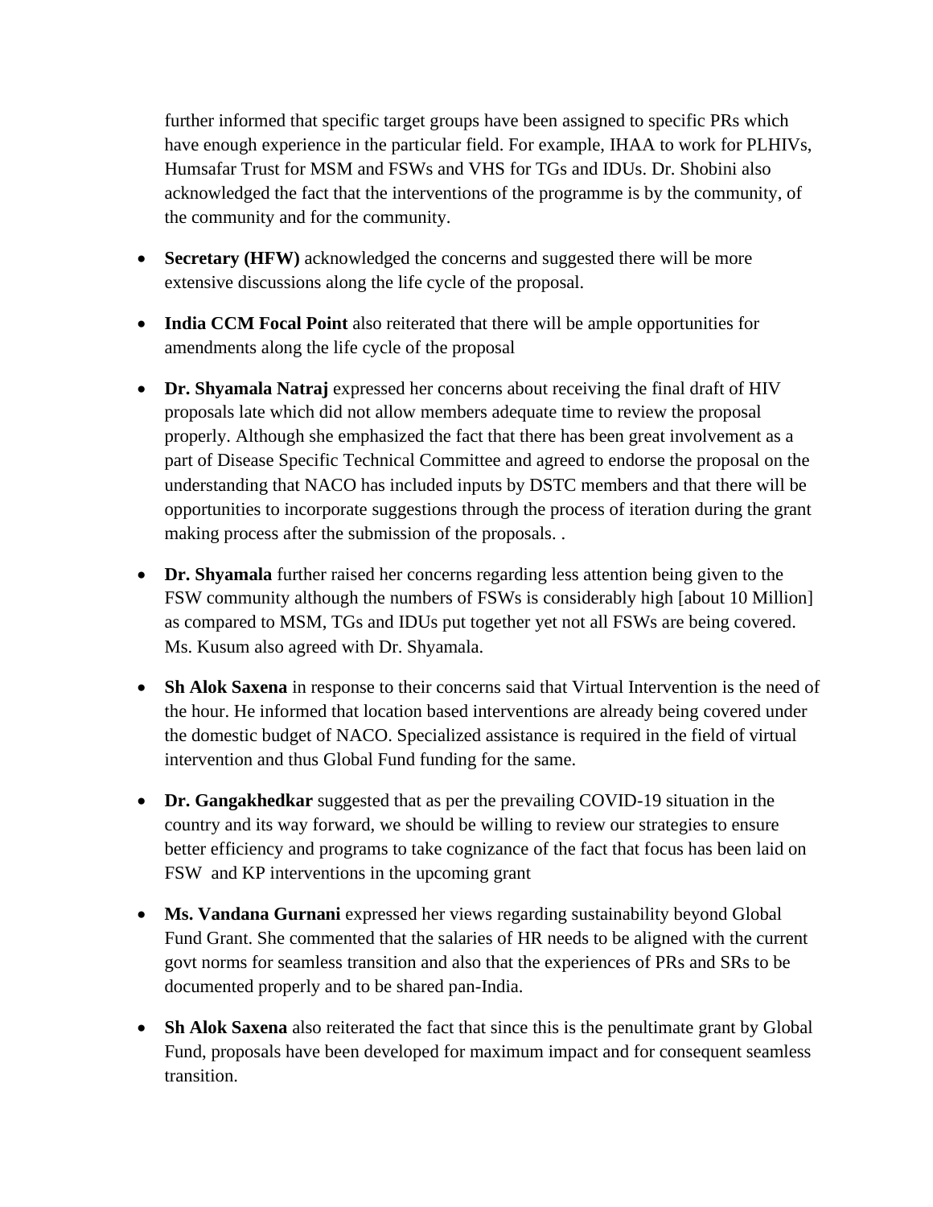further informed that specific target groups have been assigned to specific PRs which have enough experience in the particular field. For example, IHAA to work for PLHIVs, Humsafar Trust for MSM and FSWs and VHS for TGs and IDUs. Dr. Shobini also acknowledged the fact that the interventions of the programme is by the community, of the community and for the community.

- **Secretary (HFW)** acknowledged the concerns and suggested there will be more extensive discussions along the life cycle of the proposal.
- **India CCM Focal Point** also reiterated that there will be ample opportunities for amendments along the life cycle of the proposal
- **Dr. Shyamala Natraj** expressed her concerns about receiving the final draft of HIV proposals late which did not allow members adequate time to review the proposal properly. Although she emphasized the fact that there has been great involvement as a part of Disease Specific Technical Committee and agreed to endorse the proposal on the understanding that NACO has included inputs by DSTC members and that there will be opportunities to incorporate suggestions through the process of iteration during the grant making process after the submission of the proposals. .
- **Dr. Shyamala** further raised her concerns regarding less attention being given to the FSW community although the numbers of FSWs is considerably high [about 10 Million] as compared to MSM, TGs and IDUs put together yet not all FSWs are being covered. Ms. Kusum also agreed with Dr. Shyamala.
- **Sh Alok Saxena** in response to their concerns said that Virtual Intervention is the need of the hour. He informed that location based interventions are already being covered under the domestic budget of NACO. Specialized assistance is required in the field of virtual intervention and thus Global Fund funding for the same.
- **Dr. Gangakhedkar** suggested that as per the prevailing COVID-19 situation in the country and its way forward, we should be willing to review our strategies to ensure better efficiency and programs to take cognizance of the fact that focus has been laid on FSW and KP interventions in the upcoming grant
- **Ms. Vandana Gurnani** expressed her views regarding sustainability beyond Global Fund Grant. She commented that the salaries of HR needs to be aligned with the current govt norms for seamless transition and also that the experiences of PRs and SRs to be documented properly and to be shared pan-India.
- **Sh Alok Saxena** also reiterated the fact that since this is the penultimate grant by Global Fund, proposals have been developed for maximum impact and for consequent seamless transition.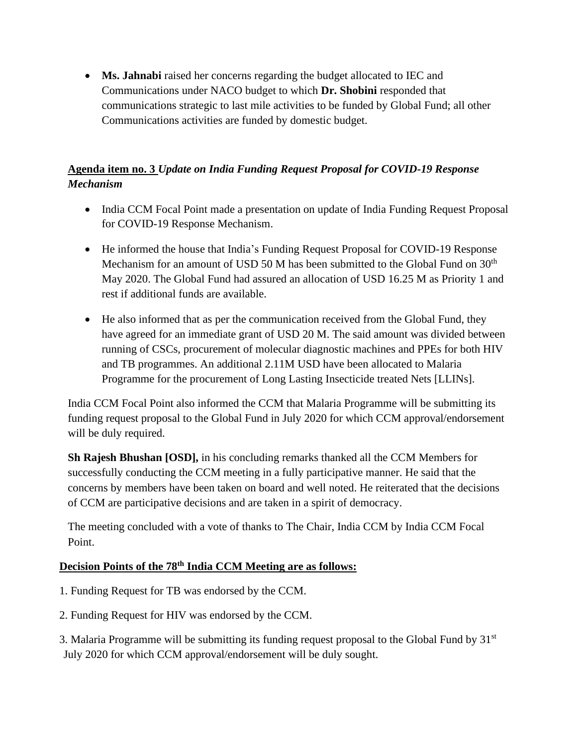- **Ms. Jahnabi** raised her concerns regarding the budget allocated to IEC and Communications under NACO budget to which **Dr. Shobini** responded that communications strategic to last mile activities to be funded by Global Fund; all other Communications activities are funded by domestic budget.

**Agenda item no. 3** ***Update on India Funding Request Proposal for COVID-19 Response Mechanism***

- India CCM Focal Point made a presentation on update of India Funding Request Proposal for COVID-19 Response Mechanism.
- He informed the house that India's Funding Request Proposal for COVID-19 Response Mechanism for an amount of USD 50 M has been submitted to the Global Fund on 30th May 2020. The Global Fund had assured an allocation of USD 16.25 M as Priority 1 and rest if additional funds are available.
- He also informed that as per the communication received from the Global Fund, they have agreed for an immediate grant of USD 20 M. The said amount was divided between running of CSCs, procurement of molecular diagnostic machines and PPEs for both HIV and TB programmes. An additional 2.11M USD have been allocated to Malaria Programme for the procurement of Long Lasting Insecticide treated Nets [LLINs].

India CCM Focal Point also informed the CCM that Malaria Programme will be submitting its funding request proposal to the Global Fund in July 2020 for which CCM approval/endorsement will be duly required.

**Sh Rajesh Bhushan [OSD],** in his concluding remarks thanked all the CCM Members for successfully conducting the CCM meeting in a fully participative manner. He said that the concerns by members have been taken on board and well noted. He reiterated that the decisions of CCM are participative decisions and are taken in a spirit of democracy.

The meeting concluded with a vote of thanks to The Chair, India CCM by India CCM Focal Point.

**Decision Points of the 78th India CCM Meeting are as follows:**

1. Funding Request for TB was endorsed by the CCM.

2. Funding Request for HIV was endorsed by the CCM.

3. Malaria Programme will be submitting its funding request proposal to the Global Fund by 31st July 2020 for which CCM approval/endorsement will be duly sought.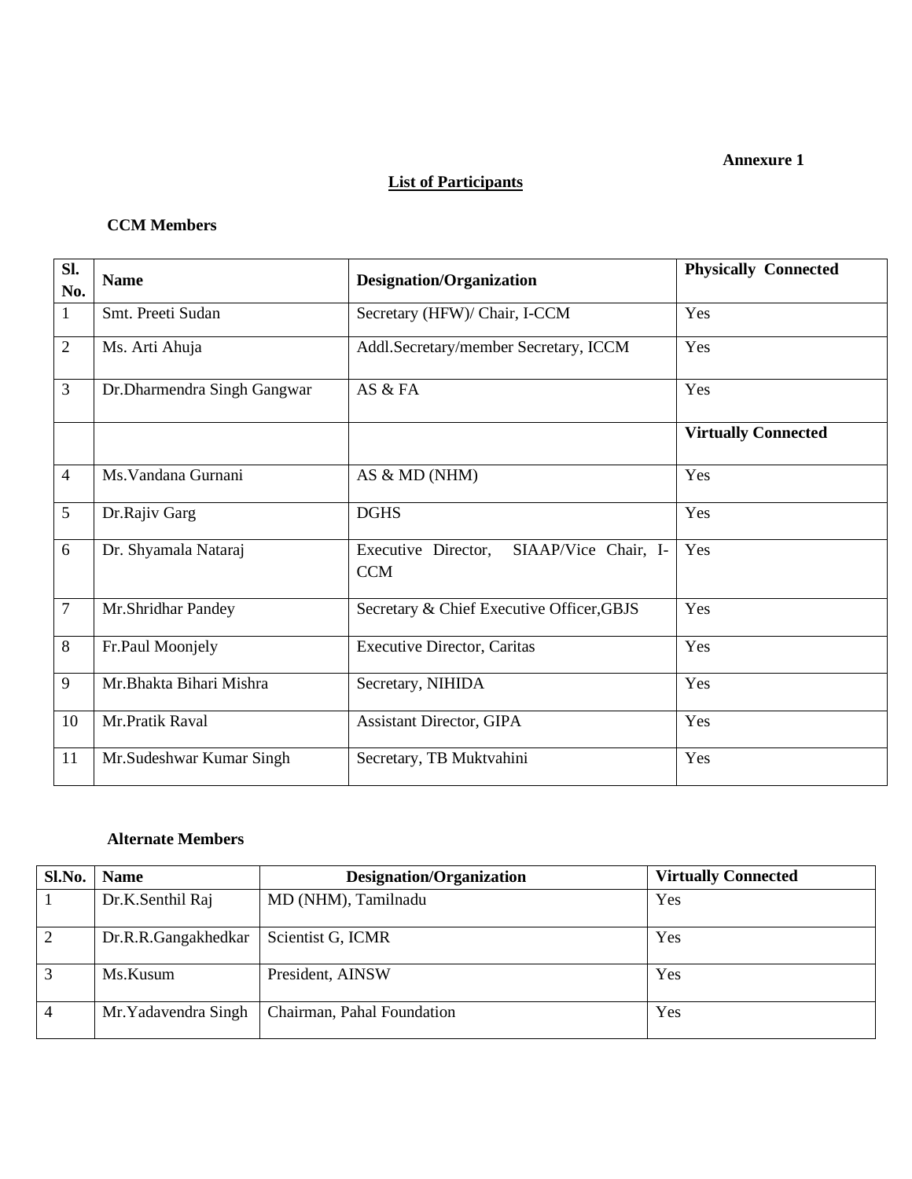**Annexure 1**

## List of Participants

### CCM Members

| Sl. No. | Name | Designation/Organization | Physically Connected |
|---|---|---|---|
| 1 | Smt. Preeti Sudan | Secretary (HFW)/ Chair, I-CCM | Yes |
| 2 | Ms. Arti Ahuja | Addl.Secretary/member Secretary, ICCM | Yes |
| 3 | Dr.Dharmendra Singh Gangwar | AS & FA | Yes |
| | | | **Virtually Connected** |
| 4 | Ms.Vandana Gurnani | AS & MD (NHM) | Yes |
| 5 | Dr.Rajiv Garg | DGHS | Yes |
| 6 | Dr. Shyamala Nataraj | Executive Director, SIAAP/Vice Chair, I-CCM | Yes |
| 7 | Mr.Shridhar Pandey | Secretary & Chief Executive Officer,GBJS | Yes |
| 8 | Fr.Paul Moonjely | Executive Director, Caritas | Yes |
| 9 | Mr.Bhakta Bihari Mishra | Secretary, NIHIDA | Yes |
| 10 | Mr.Pratik Raval | Assistant Director, GIPA | Yes |
| 11 | Mr.Sudeshwar Kumar Singh | Secretary, TB Muktvahini | Yes |

### Alternate Members

| Sl.No. | Name | Designation/Organization | Virtually Connected |
|---|---|---|---|
| 1 | Dr.K.Senthil Raj | MD (NHM), Tamilnadu | Yes |
| 2 | Dr.R.R.Gangakhedkar | Scientist G, ICMR | Yes |
| 3 | Ms.Kusum | President, AINSW | Yes |
| 4 | Mr.Yadavendra Singh | Chairman, Pahal Foundation | Yes |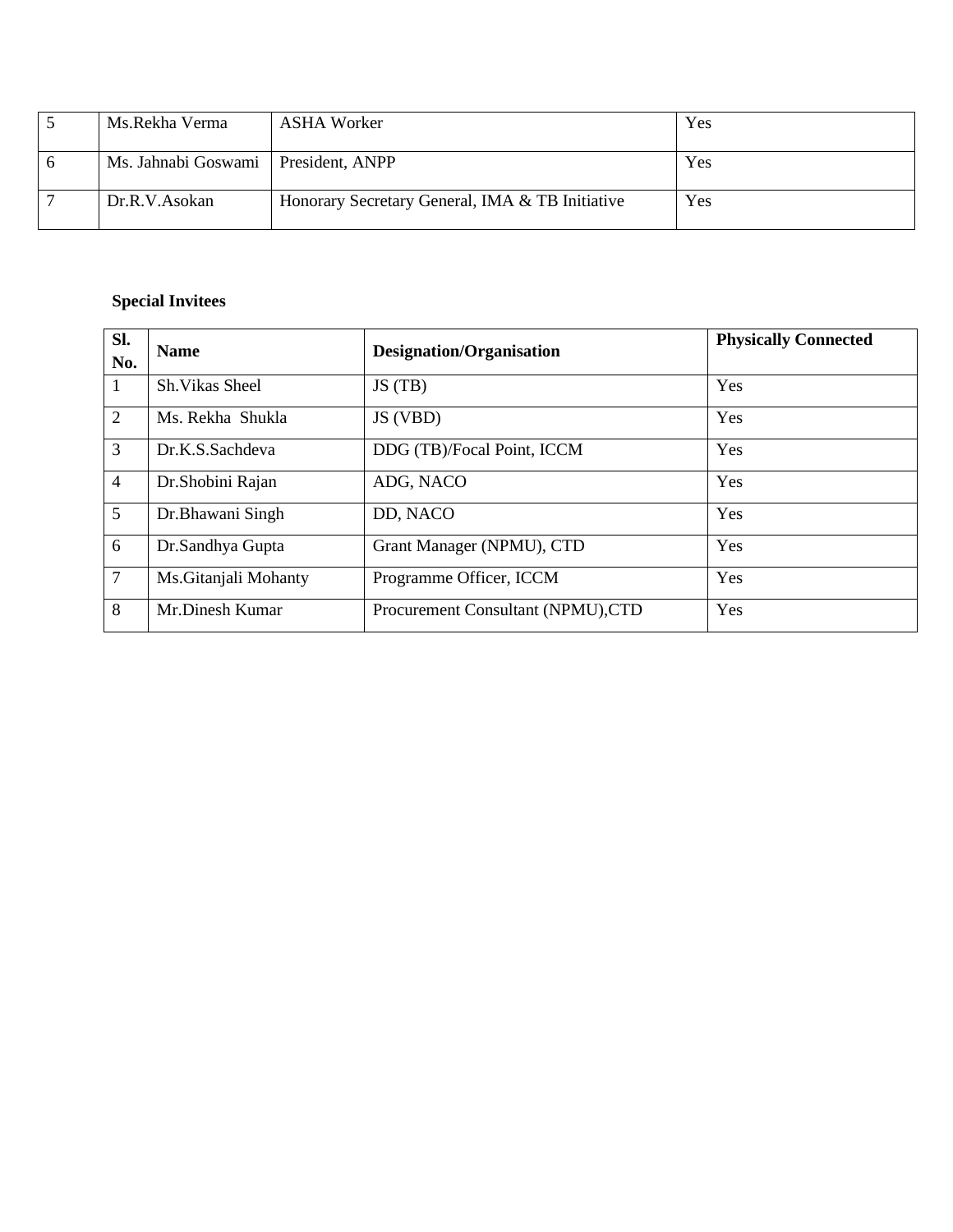| | | | |
|---|---|---|---|
| 5 | Ms.Rekha Verma | ASHA Worker | Yes |
| 6 | Ms. Jahnabi Goswami | President, ANPP | Yes |
| 7 | Dr.R.V.Asokan | Honorary Secretary General, IMA & TB Initiative | Yes |

**Special Invitees**

| Sl. No. | Name | Designation/Organisation | Physically Connected |
|---|---|---|---|
| 1 | Sh.Vikas Sheel | JS (TB) | Yes |
| 2 | Ms. Rekha Shukla | JS (VBD) | Yes |
| 3 | Dr.K.S.Sachdeva | DDG (TB)/Focal Point, ICCM | Yes |
| 4 | Dr.Shobini Rajan | ADG, NACO | Yes |
| 5 | Dr.Bhawani Singh | DD, NACO | Yes |
| 6 | Dr.Sandhya Gupta | Grant Manager (NPMU), CTD | Yes |
| 7 | Ms.Gitanjali Mohanty | Programme Officer, ICCM | Yes |
| 8 | Mr.Dinesh Kumar | Procurement Consultant (NPMU),CTD | Yes |